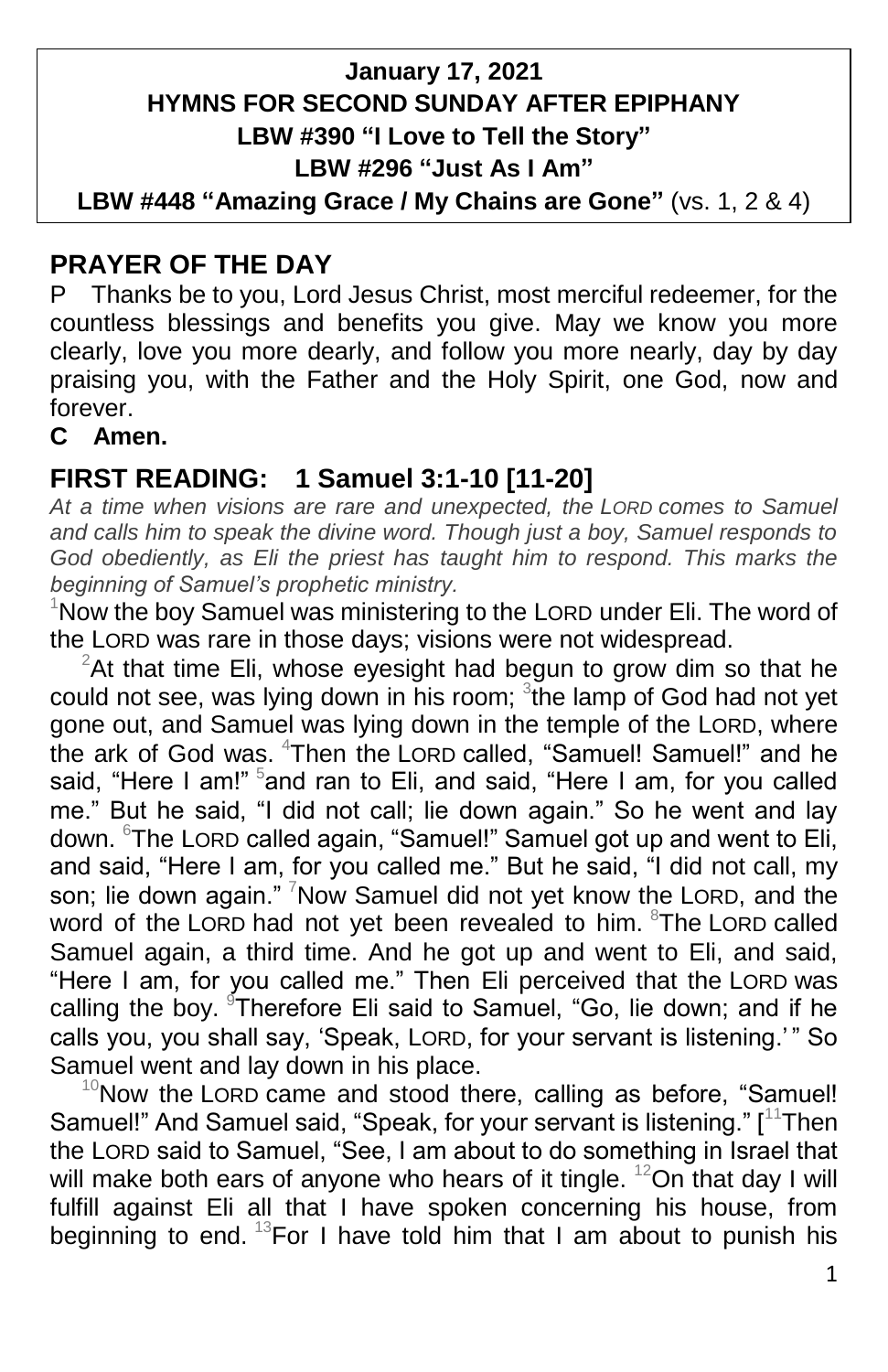**January 17, 2021**
**HYMNS FOR SECOND SUNDAY AFTER EPIPHANY**
**LBW #390 "I Love to Tell the Story"**
**LBW #296 "Just As I Am"**
**LBW #448 "Amazing Grace / My Chains are Gone"** (vs. 1, 2 & 4)

## PRAYER OF THE DAY

P Thanks be to you, Lord Jesus Christ, most merciful redeemer, for the countless blessings and benefits you give. May we know you more clearly, love you more dearly, and follow you more nearly, day by day praising you, with the Father and the Holy Spirit, one God, now and forever.

**C Amen.**

## FIRST READING: 1 Samuel 3:1-10 [11-20]

*At a time when visions are rare and unexpected, the LORD comes to Samuel and calls him to speak the divine word. Though just a boy, Samuel responds to God obediently, as Eli the priest has taught him to respond. This marks the beginning of Samuel's prophetic ministry.*

[1]Now the boy Samuel was ministering to the LORD under Eli. The word of the LORD was rare in those days; visions were not widespread.

[2]At that time Eli, whose eyesight had begun to grow dim so that he could not see, was lying down in his room; [3]the lamp of God had not yet gone out, and Samuel was lying down in the temple of the LORD, where the ark of God was. [4]Then the LORD called, "Samuel! Samuel!" and he said, "Here I am!" [5]and ran to Eli, and said, "Here I am, for you called me." But he said, "I did not call; lie down again." So he went and lay down. [6]The LORD called again, "Samuel!" Samuel got up and went to Eli, and said, "Here I am, for you called me." But he said, "I did not call, my son; lie down again." [7]Now Samuel did not yet know the LORD, and the word of the LORD had not yet been revealed to him. [8]The LORD called Samuel again, a third time. And he got up and went to Eli, and said, "Here I am, for you called me." Then Eli perceived that the LORD was calling the boy. [9]Therefore Eli said to Samuel, "Go, lie down; and if he calls you, you shall say, 'Speak, LORD, for your servant is listening.'" So Samuel went and lay down in his place.

[10]Now the LORD came and stood there, calling as before, "Samuel! Samuel!" And Samuel said, "Speak, for your servant is listening." [[11]Then the LORD said to Samuel, "See, I am about to do something in Israel that will make both ears of anyone who hears of it tingle. [12]On that day I will fulfill against Eli all that I have spoken concerning his house, from beginning to end. [13]For I have told him that I am about to punish his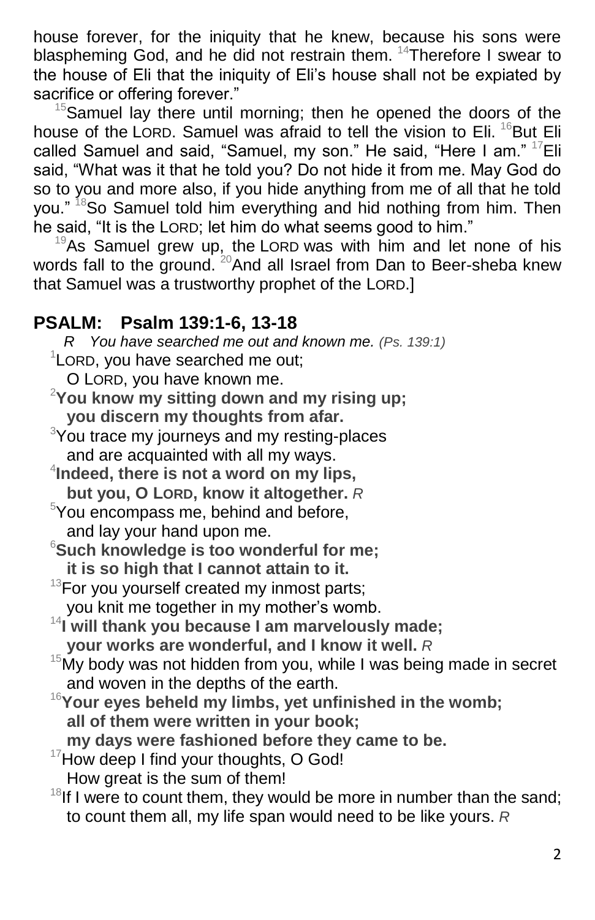house forever, for the iniquity that he knew, because his sons were blaspheming God, and he did not restrain them. [14]Therefore I swear to the house of Eli that the iniquity of Eli's house shall not be expiated by sacrifice or offering forever."

[15]Samuel lay there until morning; then he opened the doors of the house of the LORD. Samuel was afraid to tell the vision to Eli. [16]But Eli called Samuel and said, "Samuel, my son." He said, "Here I am." [17]Eli said, "What was it that he told you? Do not hide it from me. May God do so to you and more also, if you hide anything from me of all that he told you." [18]So Samuel told him everything and hid nothing from him. Then he said, "It is the LORD; let him do what seems good to him."

[19]As Samuel grew up, the LORD was with him and let none of his words fall to the ground. [20]And all Israel from Dan to Beer-sheba knew that Samuel was a trustworthy prophet of the LORD.]

## PSALM: Psalm 139:1-6, 13-18

*R You have searched me out and known me. (Ps. 139:1)*

[1]LORD, you have searched me out;
O LORD, you have known me.
**[2]You know my sitting down and my rising up;**
**you discern my thoughts from afar.**
[3]You trace my journeys and my resting-places
and are acquainted with all my ways.
**[4]Indeed, there is not a word on my lips,**
**but you, O LORD, know it altogether.** *R*
[5]You encompass me, behind and before,
and lay your hand upon me.
**[6]Such knowledge is too wonderful for me;**
**it is so high that I cannot attain to it.**
[13]For you yourself created my inmost parts;
you knit me together in my mother's womb.
**[14]I will thank you because I am marvelously made;**
**your works are wonderful, and I know it well.** *R*
[15]My body was not hidden from you, while I was being made in secret
and woven in the depths of the earth.
**[16]Your eyes beheld my limbs, yet unfinished in the womb;**
**all of them were written in your book;**
**my days were fashioned before they came to be.**
[17]How deep I find your thoughts, O God!
How great is the sum of them!
[18]If I were to count them, they would be more in number than the sand;
to count them all, my life span would need to be like yours. *R*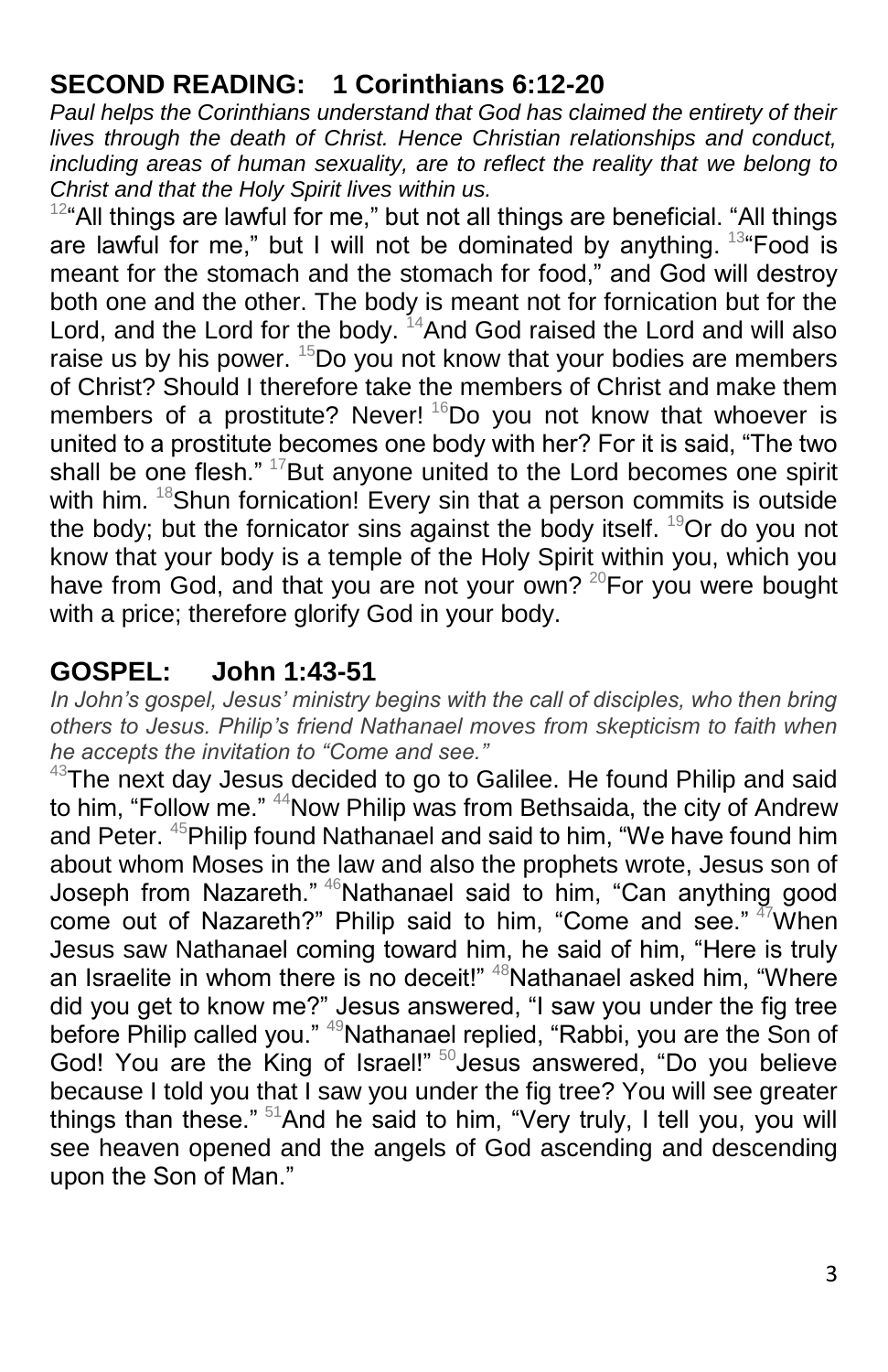## SECOND READING: 1 Corinthians 6:12-20

*Paul helps the Corinthians understand that God has claimed the entirety of their lives through the death of Christ. Hence Christian relationships and conduct, including areas of human sexuality, are to reflect the reality that we belong to Christ and that the Holy Spirit lives within us.*

[12]"All things are lawful for me," but not all things are beneficial. "All things are lawful for me," but I will not be dominated by anything. [13]"Food is meant for the stomach and the stomach for food," and God will destroy both one and the other. The body is meant not for fornication but for the Lord, and the Lord for the body. [14]And God raised the Lord and will also raise us by his power. [15]Do you not know that your bodies are members of Christ? Should I therefore take the members of Christ and make them members of a prostitute? Never! [16]Do you not know that whoever is united to a prostitute becomes one body with her? For it is said, "The two shall be one flesh." [17]But anyone united to the Lord becomes one spirit with him. [18]Shun fornication! Every sin that a person commits is outside the body; but the fornicator sins against the body itself. [19]Or do you not know that your body is a temple of the Holy Spirit within you, which you have from God, and that you are not your own? [20]For you were bought with a price; therefore glorify God in your body.

## GOSPEL: John 1:43-51

*In John's gospel, Jesus' ministry begins with the call of disciples, who then bring others to Jesus. Philip's friend Nathanael moves from skepticism to faith when he accepts the invitation to "Come and see."*

[43]The next day Jesus decided to go to Galilee. He found Philip and said to him, "Follow me." [44]Now Philip was from Bethsaida, the city of Andrew and Peter. [45]Philip found Nathanael and said to him, "We have found him about whom Moses in the law and also the prophets wrote, Jesus son of Joseph from Nazareth." [46]Nathanael said to him, "Can anything good come out of Nazareth?" Philip said to him, "Come and see." [47]When Jesus saw Nathanael coming toward him, he said of him, "Here is truly an Israelite in whom there is no deceit!" [48]Nathanael asked him, "Where did you get to know me?" Jesus answered, "I saw you under the fig tree before Philip called you." [49]Nathanael replied, "Rabbi, you are the Son of God! You are the King of Israel!" [50]Jesus answered, "Do you believe because I told you that I saw you under the fig tree? You will see greater things than these." [51]And he said to him, "Very truly, I tell you, you will see heaven opened and the angels of God ascending and descending upon the Son of Man."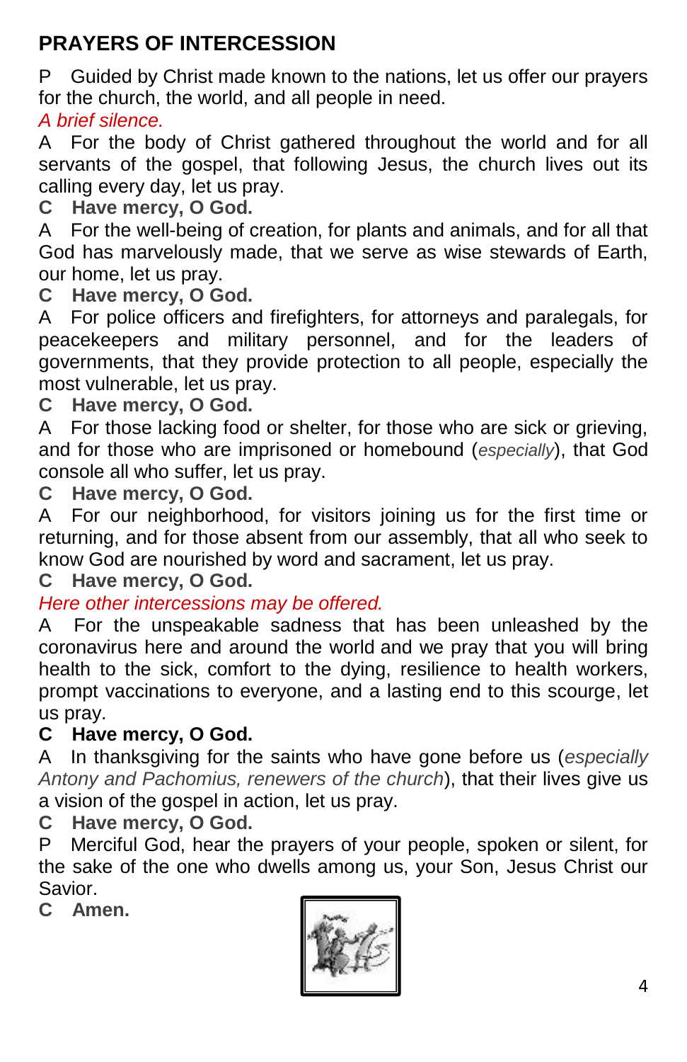## PRAYERS OF INTERCESSION

P Guided by Christ made known to the nations, let us offer our prayers for the church, the world, and all people in need.

*A brief silence.*

A For the body of Christ gathered throughout the world and for all servants of the gospel, that following Jesus, the church lives out its calling every day, let us pray.

**C Have mercy, O God.**

A For the well-being of creation, for plants and animals, and for all that God has marvelously made, that we serve as wise stewards of Earth, our home, let us pray.

**C Have mercy, O God.**

A For police officers and firefighters, for attorneys and paralegals, for peacekeepers and military personnel, and for the leaders of governments, that they provide protection to all people, especially the most vulnerable, let us pray.

**C Have mercy, O God.**

A For those lacking food or shelter, for those who are sick or grieving, and for those who are imprisoned or homebound (*especially*), that God console all who suffer, let us pray.

**C Have mercy, O God.**

A For our neighborhood, for visitors joining us for the first time or returning, and for those absent from our assembly, that all who seek to know God are nourished by word and sacrament, let us pray.

**C Have mercy, O God.**

*Here other intercessions may be offered.*

A For the unspeakable sadness that has been unleashed by the coronavirus here and around the world and we pray that you will bring health to the sick, comfort to the dying, resilience to health workers, prompt vaccinations to everyone, and a lasting end to this scourge, let us pray.

**C Have mercy, O God.**

A In thanksgiving for the saints who have gone before us (*especially Antony and Pachomius, renewers of the church*), that their lives give us a vision of the gospel in action, let us pray.

**C Have mercy, O God.**

P Merciful God, hear the prayers of your people, spoken or silent, for the sake of the one who dwells among us, your Son, Jesus Christ our Savior.

**C Amen.**